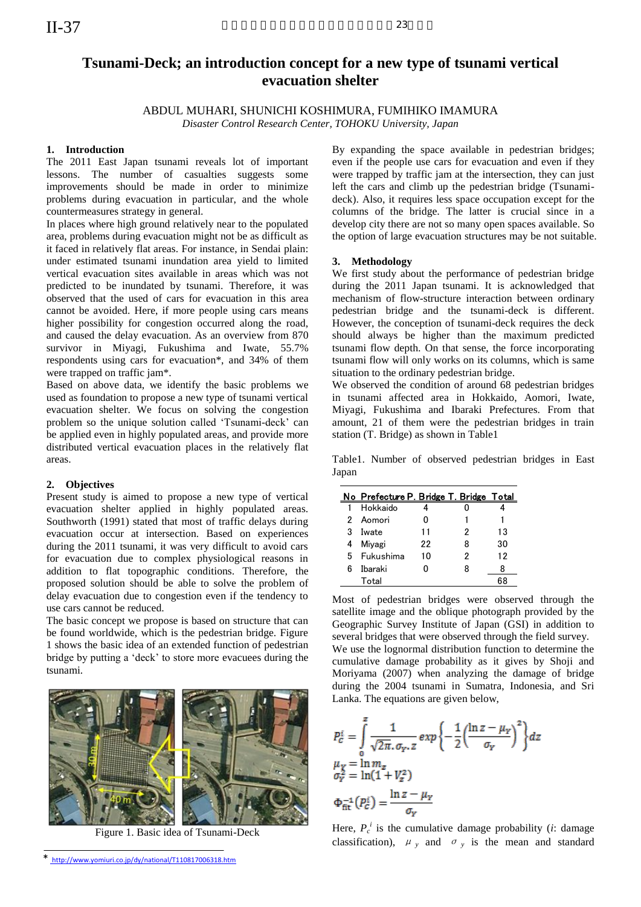# Tsunami-Deck; an introduction concept for a new type of tsunami vertical evacuation shelter

ABDUL MUHARI, SHUNICHI KOSHIMURA, FUMIHIKO IMAMURA
*Disaster Control Research Center, TOHOKU University, Japan*

## 1. Introduction

The 2011 East Japan tsunami reveals lot of important lessons. The number of casualties suggests some improvements should be made in order to minimize problems during evacuation in particular, and the whole countermeasures strategy in general.

In places where high ground relatively near to the populated area, problems during evacuation might not be as difficult as it faced in relatively flat areas. For instance, in Sendai plain: under estimated tsunami inundation area yield to limited vertical evacuation sites available in areas which was not predicted to be inundated by tsunami. Therefore, it was observed that the used of cars for evacuation in this area cannot be avoided. Here, if more people using cars means higher possibility for congestion occurred along the road, and caused the delay evacuation. As an overview from 870 survivor in Miyagi, Fukushima and Iwate, 55.7% respondents using cars for evacuation*, and 34% of them were trapped on traffic jam*.

Based on above data, we identify the basic problems we used as foundation to propose a new type of tsunami vertical evacuation shelter. We focus on solving the congestion problem so the unique solution called 'Tsunami-deck' can be applied even in highly populated areas, and provide more distributed vertical evacuation places in the relatively flat areas.

## 2. Objectives

Present study is aimed to propose a new type of vertical evacuation shelter applied in highly populated areas. Southworth (1991) stated that most of traffic delays during evacuation occur at intersection. Based on experiences during the 2011 tsunami, it was very difficult to avoid cars for evacuation due to complex physiological reasons in addition to flat topographic conditions. Therefore, the proposed solution should be able to solve the problem of delay evacuation due to congestion even if the tendency to use cars cannot be reduced.

The basic concept we propose is based on structure that can be found worldwide, which is the pedestrian bridge. Figure 1 shows the basic idea of an extended function of pedestrian bridge by putting a 'deck' to store more evacuees during the tsunami.

Figure 1. Basic idea of Tsunami-Deck

By expanding the space available in pedestrian bridges; even if the people use cars for evacuation and even if they were trapped by traffic jam at the intersection, they can just left the cars and climb up the pedestrian bridge (Tsunami-deck). Also, it requires less space occupation except for the columns of the bridge. The latter is crucial since in a develop city there are not so many open spaces available. So the option of large evacuation structures may be not suitable.

## 3. Methodology

We first study about the performance of pedestrian bridge during the 2011 Japan tsunami. It is acknowledged that mechanism of flow-structure interaction between ordinary pedestrian bridge and the tsunami-deck is different. However, the conception of tsunami-deck requires the deck should always be higher than the maximum predicted tsunami flow depth. On that sense, the force incorporating tsunami flow will only works on its columns, which is same situation to the ordinary pedestrian bridge.

We observed the condition of around 68 pedestrian bridges in tsunami affected area in Hokkaido, Aomori, Iwate, Miyagi, Fukushima and Ibaraki Prefectures. From that amount, 21 of them were the pedestrian bridges in train station (T. Bridge) as shown in Table1

Table1. Number of observed pedestrian bridges in East Japan

| No | Prefecture | P. Bridge | T. Bridge | Total |
|---|---|---|---|---|
| 1 | Hokkaido | 4 | 0 | 4 |
| 2 | Aomori | 0 | 1 | 1 |
| 3 | Iwate | 11 | 2 | 13 |
| 4 | Miyagi | 22 | 8 | 30 |
| 5 | Fukushima | 10 | 2 | 12 |
| 6 | Ibaraki | 0 | 8 | 8 |
| | Total | | | 68 |

Most of pedestrian bridges were observed through the satellite image and the oblique photograph provided by the Geographic Survey Institute of Japan (GSI) in addition to several bridges that were observed through the field survey.

We use the lognormal distribution function to determine the cumulative damage probability as it gives by Shoji and Moriyama (2007) when analyzing the damage of bridge during the 2004 tsunami in Sumatra, Indonesia, and Sri Lanka. The equations are given below,

$$P_C^i = \int_0^z \frac{1}{\sqrt{2\pi}.\sigma_Y.z} exp\left\{-\frac{1}{2}\left(\frac{\ln z - \mu_Y}{\sigma_Y}\right)^2\right\}dz$$

$$\mu_Y = \ln m_z$$

$$\sigma_Y^2 = \ln(1 + V_z^2)$$

$$\Phi_{fit}^{-1}(P_C^i) = \frac{\ln z - \mu_Y}{\sigma_Y}$$

Here, $P_c^i$ is the cumulative damage probability ($i$: damage classification), $\mu_y$ and $\sigma_y$ is the mean and standard

* http://www.yomiuri.co.jp/dy/national/T110817006318.htm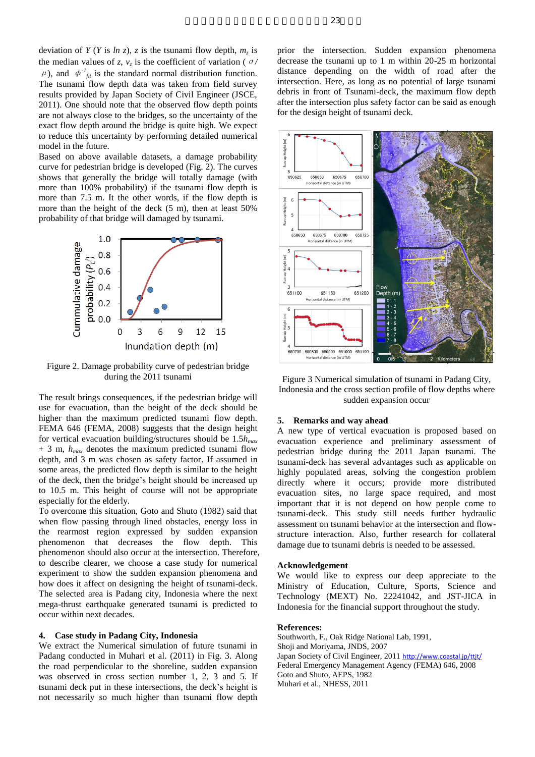deviation of $Y$ ($Y$ is $ln\ z$), $z$ is the tsunami flow depth, $m_z$ is the median values of $z$, $v_z$ is the coefficient of variation ( $\sigma/\mu$), and $\phi^{-1}_{fit}$ is the standard normal distribution function. The tsunami flow depth data was taken from field survey results provided by Japan Society of Civil Engineer (JSCE, 2011). One should note that the observed flow depth points are not always close to the bridges, so the uncertainty of the exact flow depth around the bridge is quite high. We expect to reduce this uncertainty by performing detailed numerical model in the future.

Based on above available datasets, a damage probability curve for pedestrian bridge is developed (Fig. 2). The curves shows that generally the bridge will totally damage (with more than 100% probability) if the tsunami flow depth is more than 7.5 m. It the other words, if the flow depth is more than the height of the deck (5 m), then at least 50% probability of that bridge will damaged by tsunami.

Cummulative damage probability ($P_C^i$)
1.0
0.8
0.6
0.4
0.2
0.0
0 3 6 9 12 15
Inundation depth (m)

Figure 2. Damage probability curve of pedestrian bridge during the 2011 tsunami

The result brings consequences, if the pedestrian bridge will use for evacuation, than the height of the deck should be higher than the maximum predicted tsunami flow depth. FEMA 646 (FEMA, 2008) suggests that the design height for vertical evacuation building/structures should be $1.5h_{max} + 3$ m, $h_{max}$ denotes the maximum predicted tsunami flow depth, and 3 m was chosen as safety factor. If assumed in some areas, the predicted flow depth is similar to the height of the deck, then the bridge's height should be increased up to 10.5 m. This height of course will not be appropriate especially for the elderly.

To overcome this situation, Goto and Shuto (1982) said that when flow passing through lined obstacles, energy loss in the rearmost region expressed by sudden expansion phenomenon that decreases the flow depth. This phenomenon should also occur at the intersection. Therefore, to describe clearer, we choose a case study for numerical experiment to show the sudden expansion phenomena and how does it affect on designing the height of tsunami-deck. The selected area is Padang city, Indonesia where the next mega-thrust earthquake generated tsunami is predicted to occur within next decades.

## 4. Case study in Padang City, Indonesia

We extract the Numerical simulation of future tsunami in Padang conducted in Muhari et al. (2011) in Fig. 3. Along the road perpendicular to the shoreline, sudden expansion was observed in cross section number 1, 2, 3 and 5. If tsunami deck put in these intersections, the deck's height is not necessarily so much higher than tsunami flow depth prior the intersection. Sudden expansion phenomena decrease the tsunami up to 1 m within 20-25 m horizontal distance depending on the width of road after the intersection. Here, as long as no potential of large tsunami debris in front of Tsunami-deck, the maximum flow depth after the intersection plus safety factor can be said as enough for the design height of tsunami deck.

Run-up Height (m)
Horizontal distance (in UTM)
650625 650650 650675 650700
650650 650675 650700 650725
651100 651150 651200
650700 650800 650900 651000 651100
Flow Depth (m)
0 - 1
1 - 2
2 - 3
3 - 4
4 - 5
5 - 6
6 - 7
7 - 8
0 0.5 1 2 Kilometers

Figure 3 Numerical simulation of tsunami in Padang City, Indonesia and the cross section profile of flow depths where sudden expansion occur

## 5. Remarks and way ahead

A new type of vertical evacuation is proposed based on evacuation experience and preliminary assessment of pedestrian bridge during the 2011 Japan tsunami. The tsunami-deck has several advantages such as applicable on highly populated areas, solving the congestion problem directly where it occurs; provide more distributed evacuation sites, no large space required, and most important that it is not depend on how people come to tsunami-deck. This study still needs further hydraulic assessment on tsunami behavior at the intersection and flow-structure interaction. Also, further research for collateral damage due to tsunami debris is needed to be assessed.

## Acknowledgement

We would like to express our deep appreciate to the Ministry of Education, Culture, Sports, Science and Technology (MEXT) No. 22241042, and JST-JICA in Indonesia for the financial support throughout the study.

## References:

Southworth, F., Oak Ridge National Lab, 1991,
Shoji and Moriyama, JNDS, 2007
Japan Society of Civil Engineer, 2011 http://www.coastal.jp/ttjt/
Federal Emergency Management Agency (FEMA) 646, 2008
Goto and Shuto, AEPS, 1982
Muhari et al., NHESS, 2011